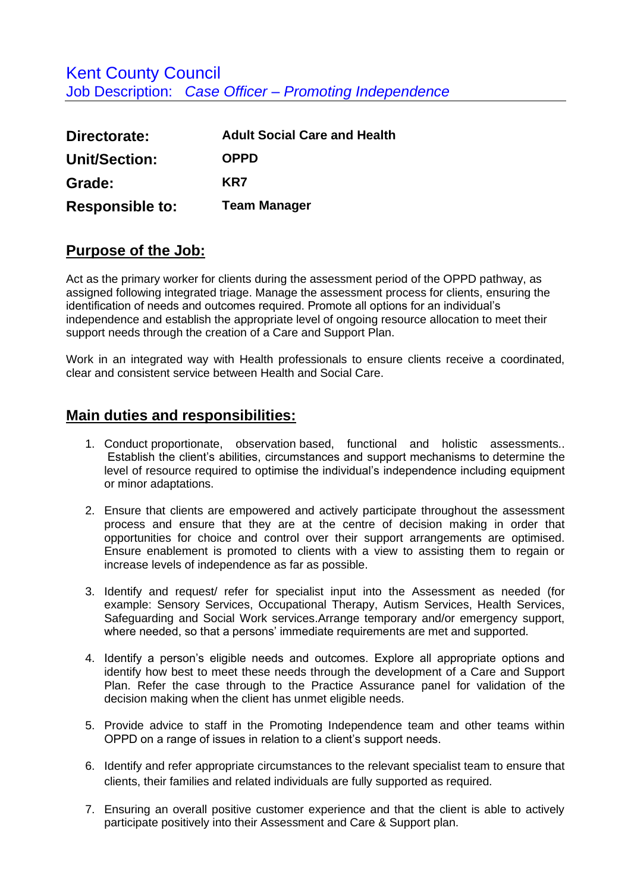# Kent County Council

## Job Description: *Case Officer – Promoting Independence*

| | |
|---|---|
| **Directorate:** | **Adult Social Care and Health** |
| **Unit/Section:** | **OPPD** |
| **Grade:** | **KR7** |
| **Responsible to:** | **Team Manager** |

## Purpose of the Job:

Act as the primary worker for clients during the assessment period of the OPPD pathway, as assigned following integrated triage. Manage the assessment process for clients, ensuring the identification of needs and outcomes required. Promote all options for an individual's independence and establish the appropriate level of ongoing resource allocation to meet their support needs through the creation of a Care and Support Plan.

Work in an integrated way with Health professionals to ensure clients receive a coordinated, clear and consistent service between Health and Social Care.

## Main duties and responsibilities:

1. Conduct proportionate, observation based, functional and holistic assessments.. Establish the client's abilities, circumstances and support mechanisms to determine the level of resource required to optimise the individual's independence including equipment or minor adaptations.

2. Ensure that clients are empowered and actively participate throughout the assessment process and ensure that they are at the centre of decision making in order that opportunities for choice and control over their support arrangements are optimised. Ensure enablement is promoted to clients with a view to assisting them to regain or increase levels of independence as far as possible.

3. Identify and request/ refer for specialist input into the Assessment as needed (for example: Sensory Services, Occupational Therapy, Autism Services, Health Services, Safeguarding and Social Work services.Arrange temporary and/or emergency support, where needed, so that a persons' immediate requirements are met and supported.

4. Identify a person's eligible needs and outcomes. Explore all appropriate options and identify how best to meet these needs through the development of a Care and Support Plan. Refer the case through to the Practice Assurance panel for validation of the decision making when the client has unmet eligible needs.

5. Provide advice to staff in the Promoting Independence team and other teams within OPPD on a range of issues in relation to a client's support needs.

6. Identify and refer appropriate circumstances to the relevant specialist team to ensure that clients, their families and related individuals are fully supported as required.

7. Ensuring an overall positive customer experience and that the client is able to actively participate positively into their Assessment and Care & Support plan.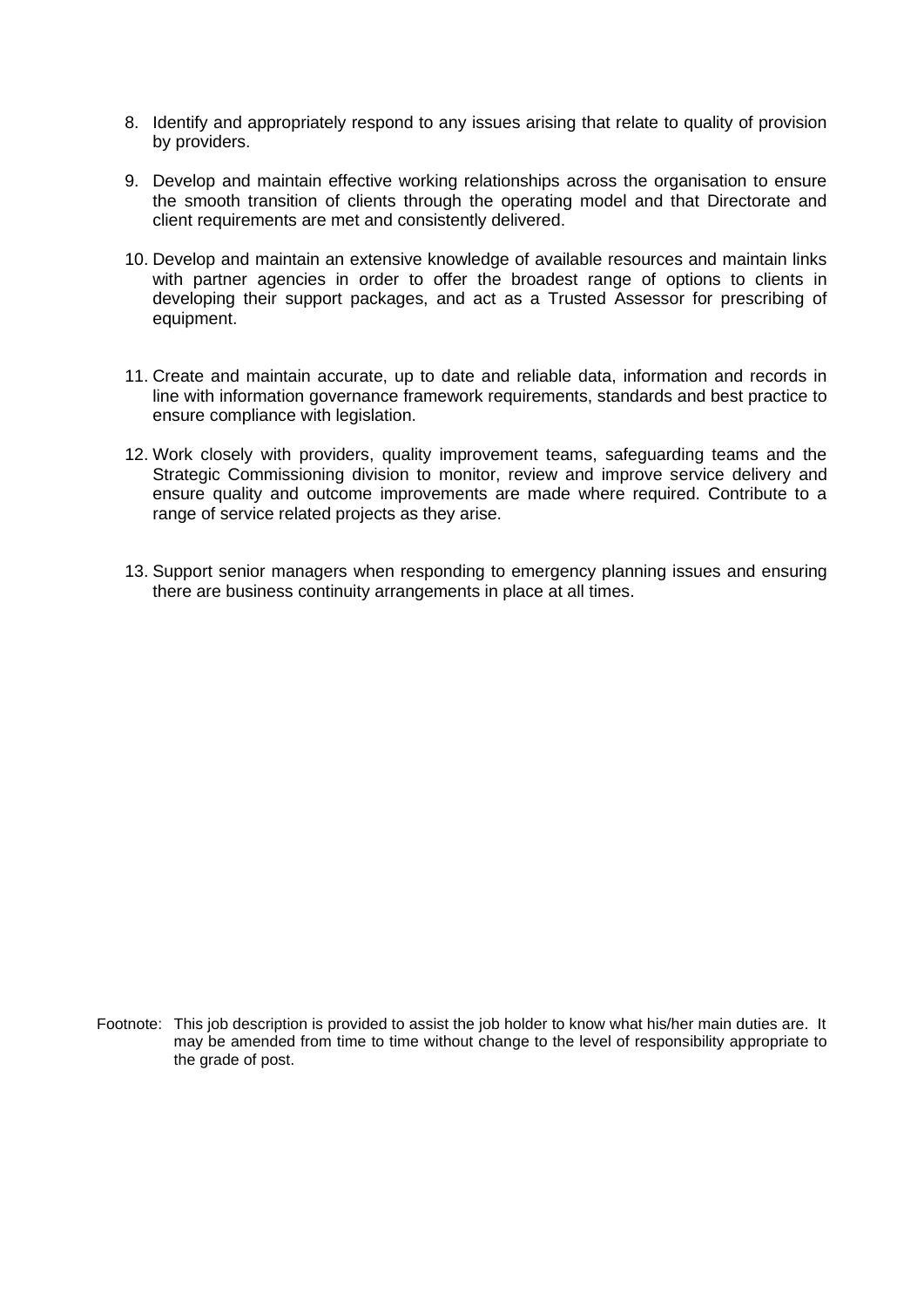8. Identify and appropriately respond to any issues arising that relate to quality of provision by providers.

9. Develop and maintain effective working relationships across the organisation to ensure the smooth transition of clients through the operating model and that Directorate and client requirements are met and consistently delivered.

10. Develop and maintain an extensive knowledge of available resources and maintain links with partner agencies in order to offer the broadest range of options to clients in developing their support packages, and act as a Trusted Assessor for prescribing of equipment.

11. Create and maintain accurate, up to date and reliable data, information and records in line with information governance framework requirements, standards and best practice to ensure compliance with legislation.

12. Work closely with providers, quality improvement teams, safeguarding teams and the Strategic Commissioning division to monitor, review and improve service delivery and ensure quality and outcome improvements are made where required. Contribute to a range of service related projects as they arise.

13. Support senior managers when responding to emergency planning issues and ensuring there are business continuity arrangements in place at all times.

Footnote: This job description is provided to assist the job holder to know what his/her main duties are. It may be amended from time to time without change to the level of responsibility appropriate to the grade of post.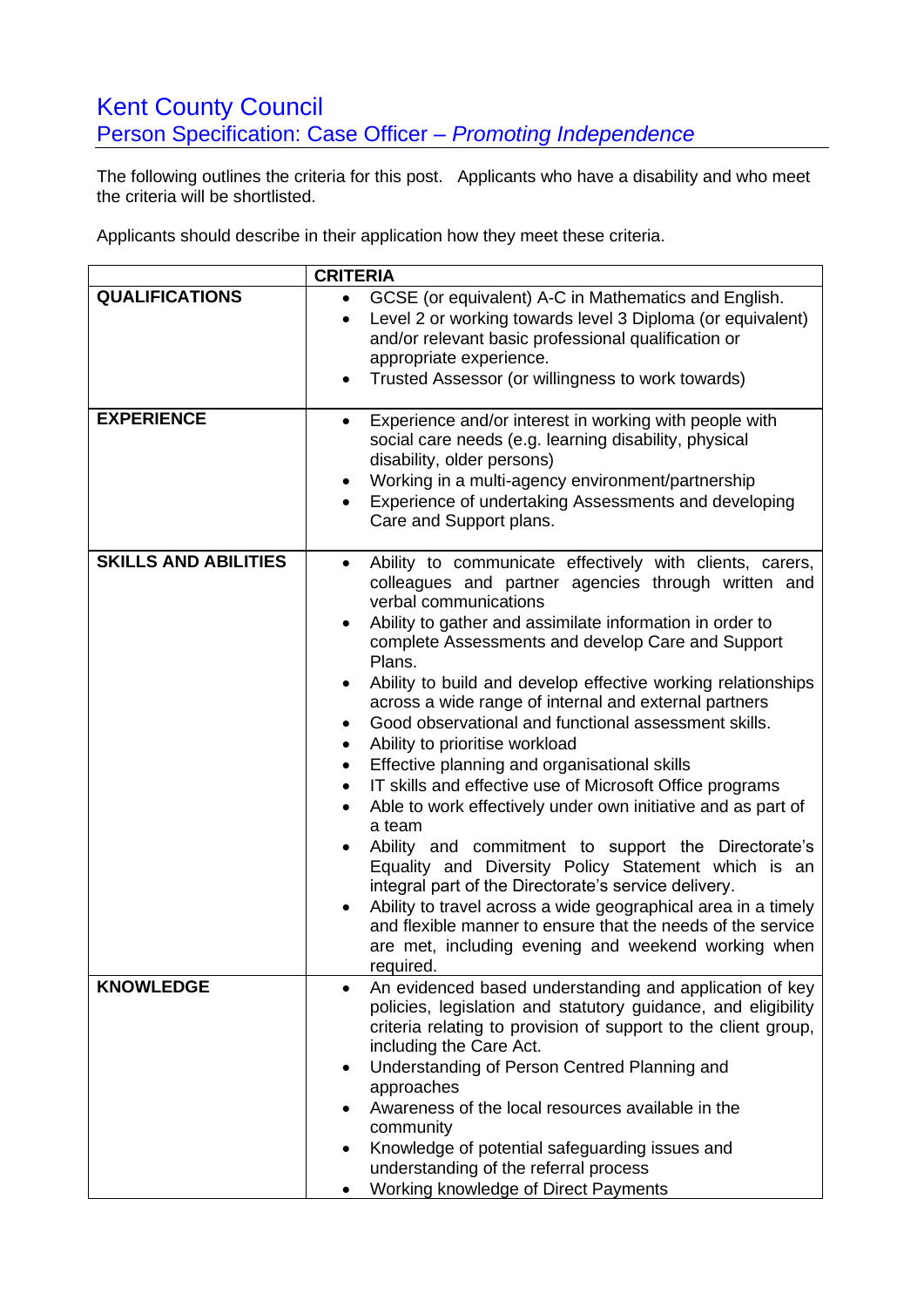# Kent County Council

## Person Specification: Case Officer – *Promoting Independence*

The following outlines the criteria for this post. Applicants who have a disability and who meet the criteria will be shortlisted.

Applicants should describe in their application how they meet these criteria.

| | **CRITERIA** |
|---|---|
| **QUALIFICATIONS** | • GCSE (or equivalent) A-C in Mathematics and English.<br>• Level 2 or working towards level 3 Diploma (or equivalent) and/or relevant basic professional qualification or appropriate experience.<br>• Trusted Assessor (or willingness to work towards) |
| **EXPERIENCE** | • Experience and/or interest in working with people with social care needs (e.g. learning disability, physical disability, older persons)<br>• Working in a multi-agency environment/partnership<br>• Experience of undertaking Assessments and developing Care and Support plans. |
| **SKILLS AND ABILITIES** | • Ability to communicate effectively with clients, carers, colleagues and partner agencies through written and verbal communications<br>• Ability to gather and assimilate information in order to complete Assessments and develop Care and Support Plans.<br>• Ability to build and develop effective working relationships across a wide range of internal and external partners<br>• Good observational and functional assessment skills.<br>• Ability to prioritise workload<br>• Effective planning and organisational skills<br>• IT skills and effective use of Microsoft Office programs<br>• Able to work effectively under own initiative and as part of a team<br>• Ability and commitment to support the Directorate's Equality and Diversity Policy Statement which is an integral part of the Directorate's service delivery.<br>• Ability to travel across a wide geographical area in a timely and flexible manner to ensure that the needs of the service are met, including evening and weekend working when required. |
| **KNOWLEDGE** | • An evidenced based understanding and application of key policies, legislation and statutory guidance, and eligibility criteria relating to provision of support to the client group, including the Care Act.<br>• Understanding of Person Centred Planning and approaches<br>• Awareness of the local resources available in the community<br>• Knowledge of potential safeguarding issues and understanding of the referral process<br>• Working knowledge of Direct Payments |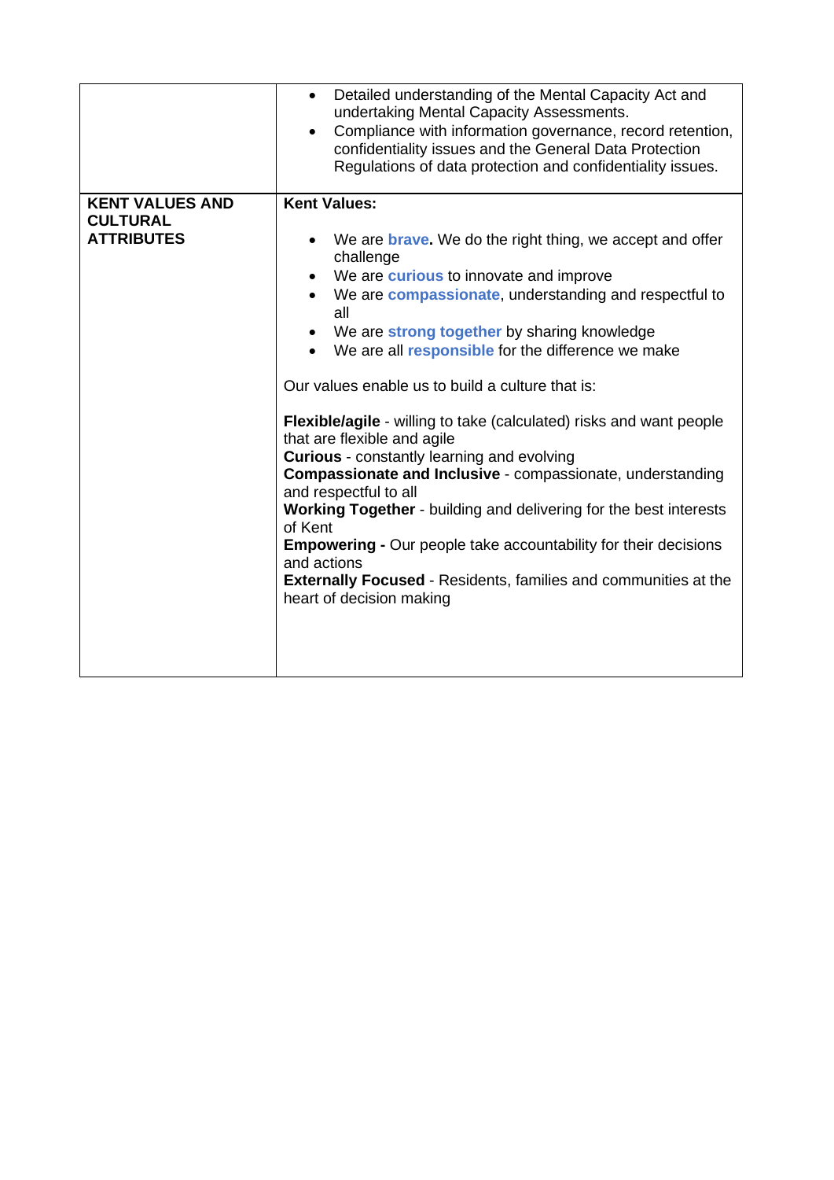| | |
|---|---|
| | • Detailed understanding of the Mental Capacity Act and undertaking Mental Capacity Assessments.<br>• Compliance with information governance, record retention, confidentiality issues and the General Data Protection Regulations of data protection and confidentiality issues. |
| **KENT VALUES AND CULTURAL ATTRIBUTES** | **Kent Values:**<br><br>• We are **brave.** We do the right thing, we accept and offer challenge<br>• We are **curious** to innovate and improve<br>• We are **compassionate**, understanding and respectful to all<br>• We are **strong together** by sharing knowledge<br>• We are all **responsible** for the difference we make<br><br>Our values enable us to build a culture that is:<br><br>**Flexible/agile** - willing to take (calculated) risks and want people that are flexible and agile<br>**Curious** - constantly learning and evolving<br>**Compassionate and Inclusive** - compassionate, understanding and respectful to all<br>**Working Together** - building and delivering for the best interests of Kent<br>**Empowering -** Our people take accountability for their decisions and actions<br>**Externally Focused** - Residents, families and communities at the heart of decision making |